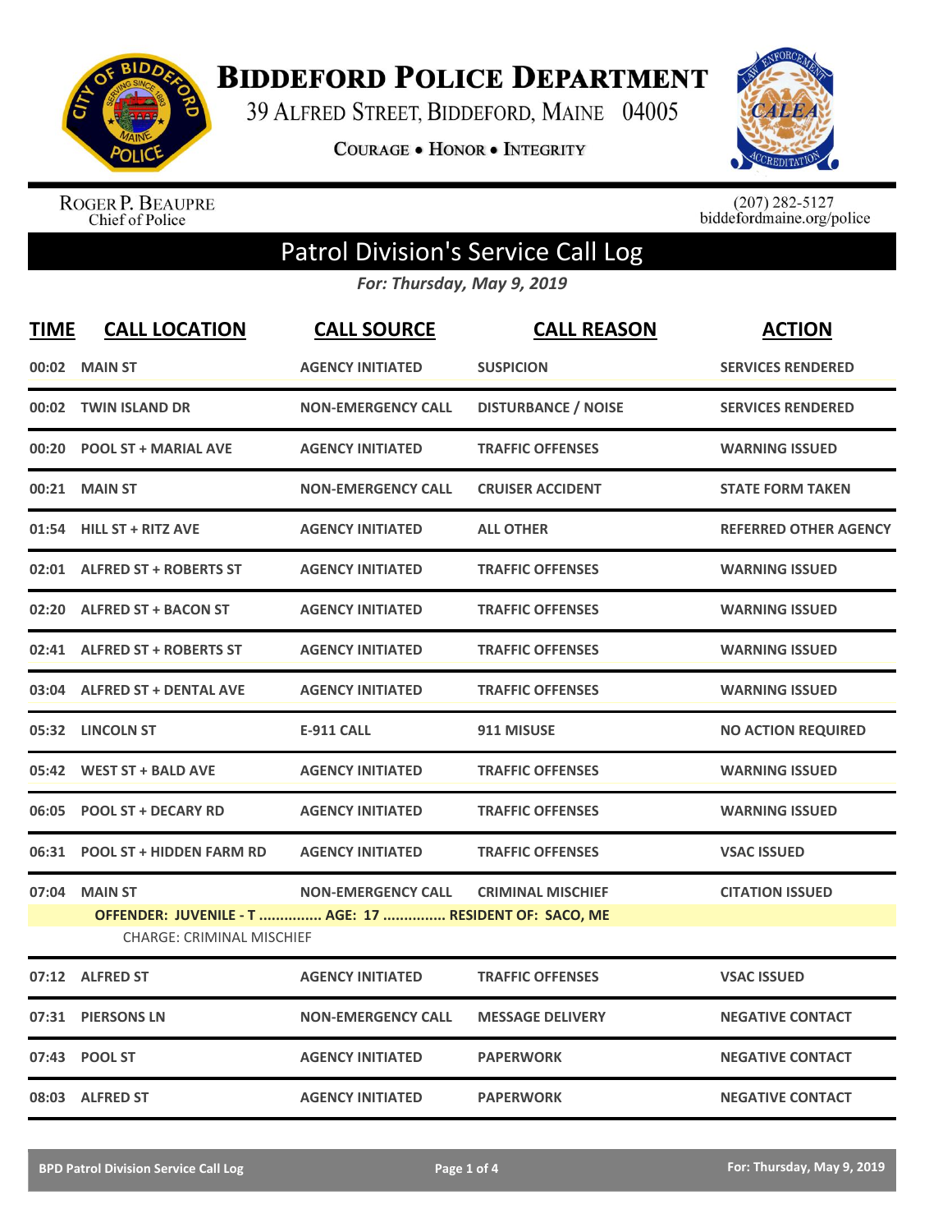# Biddeford Police Department

39 Alfred Street, Biddeford, Maine 04005

Courage • Honor • Integrity

Roger P. Beaupre
Chief of Police

(207) 282-5127
biddefordmaine.org/police

## Patrol Division's Service Call Log

*For: Thursday, May 9, 2019*

| TIME | CALL LOCATION | CALL SOURCE | CALL REASON | ACTION |
|---|---|---|---|---|
| 00:02 | MAIN ST | AGENCY INITIATED | SUSPICION | SERVICES RENDERED |
| 00:02 | TWIN ISLAND DR | NON-EMERGENCY CALL | DISTURBANCE / NOISE | SERVICES RENDERED |
| 00:20 | POOL ST + MARIAL AVE | AGENCY INITIATED | TRAFFIC OFFENSES | WARNING ISSUED |
| 00:21 | MAIN ST | NON-EMERGENCY CALL | CRUISER ACCIDENT | STATE FORM TAKEN |
| 01:54 | HILL ST + RITZ AVE | AGENCY INITIATED | ALL OTHER | REFERRED OTHER AGENCY |
| 02:01 | ALFRED ST + ROBERTS ST | AGENCY INITIATED | TRAFFIC OFFENSES | WARNING ISSUED |
| 02:20 | ALFRED ST + BACON ST | AGENCY INITIATED | TRAFFIC OFFENSES | WARNING ISSUED |
| 02:41 | ALFRED ST + ROBERTS ST | AGENCY INITIATED | TRAFFIC OFFENSES | WARNING ISSUED |
| 03:04 | ALFRED ST + DENTAL AVE | AGENCY INITIATED | TRAFFIC OFFENSES | WARNING ISSUED |
| 05:32 | LINCOLN ST | E-911 CALL | 911 MISUSE | NO ACTION REQUIRED |
| 05:42 | WEST ST + BALD AVE | AGENCY INITIATED | TRAFFIC OFFENSES | WARNING ISSUED |
| 06:05 | POOL ST + DECARY RD | AGENCY INITIATED | TRAFFIC OFFENSES | WARNING ISSUED |
| 06:31 | POOL ST + HIDDEN FARM RD | AGENCY INITIATED | TRAFFIC OFFENSES | VSAC ISSUED |
| 07:04 | MAIN ST | NON-EMERGENCY CALL | CRIMINAL MISCHIEF | CITATION ISSUED |
| | OFFENDER: JUVENILE - T ............... AGE: 17 ............... RESIDENT OF: SACO, ME | | | |
| | CHARGE: CRIMINAL MISCHIEF | | | |
| 07:12 | ALFRED ST | AGENCY INITIATED | TRAFFIC OFFENSES | VSAC ISSUED |
| 07:31 | PIERSONS LN | NON-EMERGENCY CALL | MESSAGE DELIVERY | NEGATIVE CONTACT |
| 07:43 | POOL ST | AGENCY INITIATED | PAPERWORK | NEGATIVE CONTACT |
| 08:03 | ALFRED ST | AGENCY INITIATED | PAPERWORK | NEGATIVE CONTACT |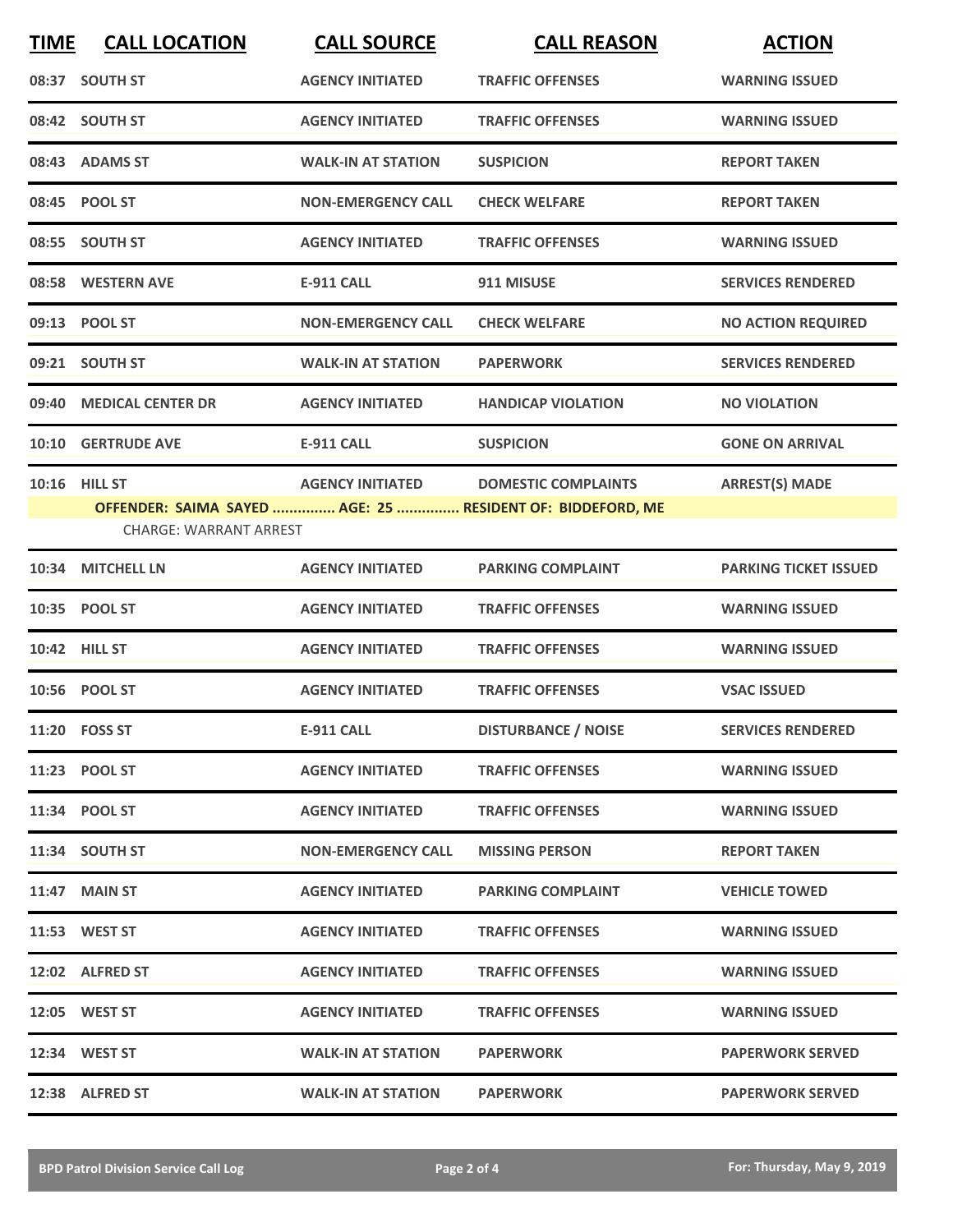| TIME | CALL LOCATION | CALL SOURCE | CALL REASON | ACTION |
|---|---|---|---|---|
| 08:37 | SOUTH ST | AGENCY INITIATED | TRAFFIC OFFENSES | WARNING ISSUED |
| 08:42 | SOUTH ST | AGENCY INITIATED | TRAFFIC OFFENSES | WARNING ISSUED |
| 08:43 | ADAMS ST | WALK-IN AT STATION | SUSPICION | REPORT TAKEN |
| 08:45 | POOL ST | NON-EMERGENCY CALL | CHECK WELFARE | REPORT TAKEN |
| 08:55 | SOUTH ST | AGENCY INITIATED | TRAFFIC OFFENSES | WARNING ISSUED |
| 08:58 | WESTERN AVE | E-911 CALL | 911 MISUSE | SERVICES RENDERED |
| 09:13 | POOL ST | NON-EMERGENCY CALL | CHECK WELFARE | NO ACTION REQUIRED |
| 09:21 | SOUTH ST | WALK-IN AT STATION | PAPERWORK | SERVICES RENDERED |
| 09:40 | MEDICAL CENTER DR | AGENCY INITIATED | HANDICAP VIOLATION | NO VIOLATION |
| 10:10 | GERTRUDE AVE | E-911 CALL | SUSPICION | GONE ON ARRIVAL |
| 10:16 | HILL ST | AGENCY INITIATED | DOMESTIC COMPLAINTS | ARREST(S) MADE |
| | OFFENDER: SAIMA SAYED ............... AGE: 25 ............... RESIDENT OF: BIDDEFORD, ME | | | |
| | CHARGE: WARRANT ARREST | | | |
| 10:34 | MITCHELL LN | AGENCY INITIATED | PARKING COMPLAINT | PARKING TICKET ISSUED |
| 10:35 | POOL ST | AGENCY INITIATED | TRAFFIC OFFENSES | WARNING ISSUED |
| 10:42 | HILL ST | AGENCY INITIATED | TRAFFIC OFFENSES | WARNING ISSUED |
| 10:56 | POOL ST | AGENCY INITIATED | TRAFFIC OFFENSES | VSAC ISSUED |
| 11:20 | FOSS ST | E-911 CALL | DISTURBANCE / NOISE | SERVICES RENDERED |
| 11:23 | POOL ST | AGENCY INITIATED | TRAFFIC OFFENSES | WARNING ISSUED |
| 11:34 | POOL ST | AGENCY INITIATED | TRAFFIC OFFENSES | WARNING ISSUED |
| 11:34 | SOUTH ST | NON-EMERGENCY CALL | MISSING PERSON | REPORT TAKEN |
| 11:47 | MAIN ST | AGENCY INITIATED | PARKING COMPLAINT | VEHICLE TOWED |
| 11:53 | WEST ST | AGENCY INITIATED | TRAFFIC OFFENSES | WARNING ISSUED |
| 12:02 | ALFRED ST | AGENCY INITIATED | TRAFFIC OFFENSES | WARNING ISSUED |
| 12:05 | WEST ST | AGENCY INITIATED | TRAFFIC OFFENSES | WARNING ISSUED |
| 12:34 | WEST ST | WALK-IN AT STATION | PAPERWORK | PAPERWORK SERVED |
| 12:38 | ALFRED ST | WALK-IN AT STATION | PAPERWORK | PAPERWORK SERVED |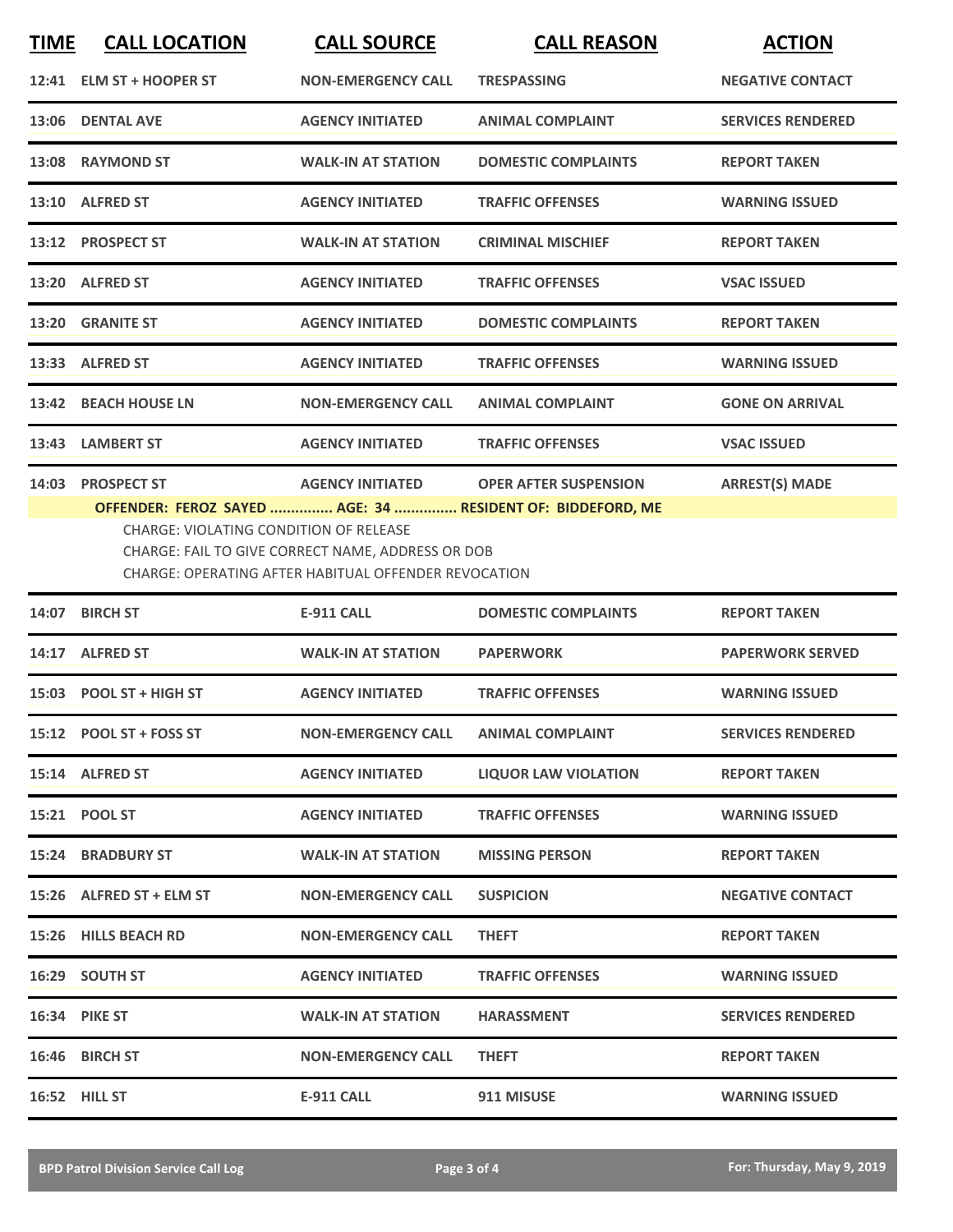| TIME | CALL LOCATION | CALL SOURCE | CALL REASON | ACTION |
|---|---|---|---|---|
| 12:41 | ELM ST + HOOPER ST | NON-EMERGENCY CALL | TRESPASSING | NEGATIVE CONTACT |
| 13:06 | DENTAL AVE | AGENCY INITIATED | ANIMAL COMPLAINT | SERVICES RENDERED |
| 13:08 | RAYMOND ST | WALK-IN AT STATION | DOMESTIC COMPLAINTS | REPORT TAKEN |
| 13:10 | ALFRED ST | AGENCY INITIATED | TRAFFIC OFFENSES | WARNING ISSUED |
| 13:12 | PROSPECT ST | WALK-IN AT STATION | CRIMINAL MISCHIEF | REPORT TAKEN |
| 13:20 | ALFRED ST | AGENCY INITIATED | TRAFFIC OFFENSES | VSAC ISSUED |
| 13:20 | GRANITE ST | AGENCY INITIATED | DOMESTIC COMPLAINTS | REPORT TAKEN |
| 13:33 | ALFRED ST | AGENCY INITIATED | TRAFFIC OFFENSES | WARNING ISSUED |
| 13:42 | BEACH HOUSE LN | NON-EMERGENCY CALL | ANIMAL COMPLAINT | GONE ON ARRIVAL |
| 13:43 | LAMBERT ST | AGENCY INITIATED | TRAFFIC OFFENSES | VSAC ISSUED |
| 14:03 | PROSPECT ST | AGENCY INITIATED | OPER AFTER SUSPENSION | ARREST(S) MADE |

**OFFENDER: FEROZ SAYED ............... AGE: 34 ............... RESIDENT OF: BIDDEFORD, ME**

CHARGE: VIOLATING CONDITION OF RELEASE
CHARGE: FAIL TO GIVE CORRECT NAME, ADDRESS OR DOB
CHARGE: OPERATING AFTER HABITUAL OFFENDER REVOCATION

| TIME | CALL LOCATION | CALL SOURCE | CALL REASON | ACTION |
|---|---|---|---|---|
| 14:07 | BIRCH ST | E-911 CALL | DOMESTIC COMPLAINTS | REPORT TAKEN |
| 14:17 | ALFRED ST | WALK-IN AT STATION | PAPERWORK | PAPERWORK SERVED |
| 15:03 | POOL ST + HIGH ST | AGENCY INITIATED | TRAFFIC OFFENSES | WARNING ISSUED |
| 15:12 | POOL ST + FOSS ST | NON-EMERGENCY CALL | ANIMAL COMPLAINT | SERVICES RENDERED |
| 15:14 | ALFRED ST | AGENCY INITIATED | LIQUOR LAW VIOLATION | REPORT TAKEN |
| 15:21 | POOL ST | AGENCY INITIATED | TRAFFIC OFFENSES | WARNING ISSUED |
| 15:24 | BRADBURY ST | WALK-IN AT STATION | MISSING PERSON | REPORT TAKEN |
| 15:26 | ALFRED ST + ELM ST | NON-EMERGENCY CALL | SUSPICION | NEGATIVE CONTACT |
| 15:26 | HILLS BEACH RD | NON-EMERGENCY CALL | THEFT | REPORT TAKEN |
| 16:29 | SOUTH ST | AGENCY INITIATED | TRAFFIC OFFENSES | WARNING ISSUED |
| 16:34 | PIKE ST | WALK-IN AT STATION | HARASSMENT | SERVICES RENDERED |
| 16:46 | BIRCH ST | NON-EMERGENCY CALL | THEFT | REPORT TAKEN |
| 16:52 | HILL ST | E-911 CALL | 911 MISUSE | WARNING ISSUED |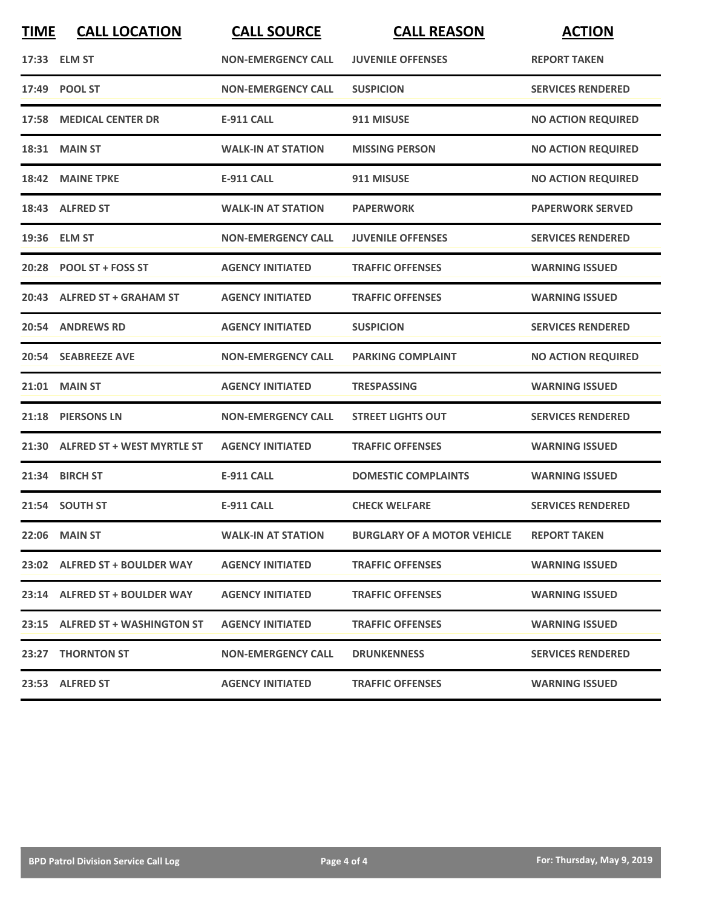| TIME | CALL LOCATION | CALL SOURCE | CALL REASON | ACTION |
|---|---|---|---|---|
| 17:33 | ELM ST | NON-EMERGENCY CALL | JUVENILE OFFENSES | REPORT TAKEN |
| 17:49 | POOL ST | NON-EMERGENCY CALL | SUSPICION | SERVICES RENDERED |
| 17:58 | MEDICAL CENTER DR | E-911 CALL | 911 MISUSE | NO ACTION REQUIRED |
| 18:31 | MAIN ST | WALK-IN AT STATION | MISSING PERSON | NO ACTION REQUIRED |
| 18:42 | MAINE TPKE | E-911 CALL | 911 MISUSE | NO ACTION REQUIRED |
| 18:43 | ALFRED ST | WALK-IN AT STATION | PAPERWORK | PAPERWORK SERVED |
| 19:36 | ELM ST | NON-EMERGENCY CALL | JUVENILE OFFENSES | SERVICES RENDERED |
| 20:28 | POOL ST + FOSS ST | AGENCY INITIATED | TRAFFIC OFFENSES | WARNING ISSUED |
| 20:43 | ALFRED ST + GRAHAM ST | AGENCY INITIATED | TRAFFIC OFFENSES | WARNING ISSUED |
| 20:54 | ANDREWS RD | AGENCY INITIATED | SUSPICION | SERVICES RENDERED |
| 20:54 | SEABREEZE AVE | NON-EMERGENCY CALL | PARKING COMPLAINT | NO ACTION REQUIRED |
| 21:01 | MAIN ST | AGENCY INITIATED | TRESPASSING | WARNING ISSUED |
| 21:18 | PIERSONS LN | NON-EMERGENCY CALL | STREET LIGHTS OUT | SERVICES RENDERED |
| 21:30 | ALFRED ST + WEST MYRTLE ST | AGENCY INITIATED | TRAFFIC OFFENSES | WARNING ISSUED |
| 21:34 | BIRCH ST | E-911 CALL | DOMESTIC COMPLAINTS | WARNING ISSUED |
| 21:54 | SOUTH ST | E-911 CALL | CHECK WELFARE | SERVICES RENDERED |
| 22:06 | MAIN ST | WALK-IN AT STATION | BURGLARY OF A MOTOR VEHICLE | REPORT TAKEN |
| 23:02 | ALFRED ST + BOULDER WAY | AGENCY INITIATED | TRAFFIC OFFENSES | WARNING ISSUED |
| 23:14 | ALFRED ST + BOULDER WAY | AGENCY INITIATED | TRAFFIC OFFENSES | WARNING ISSUED |
| 23:15 | ALFRED ST + WASHINGTON ST | AGENCY INITIATED | TRAFFIC OFFENSES | WARNING ISSUED |
| 23:27 | THORNTON ST | NON-EMERGENCY CALL | DRUNKENNESS | SERVICES RENDERED |
| 23:53 | ALFRED ST | AGENCY INITIATED | TRAFFIC OFFENSES | WARNING ISSUED |